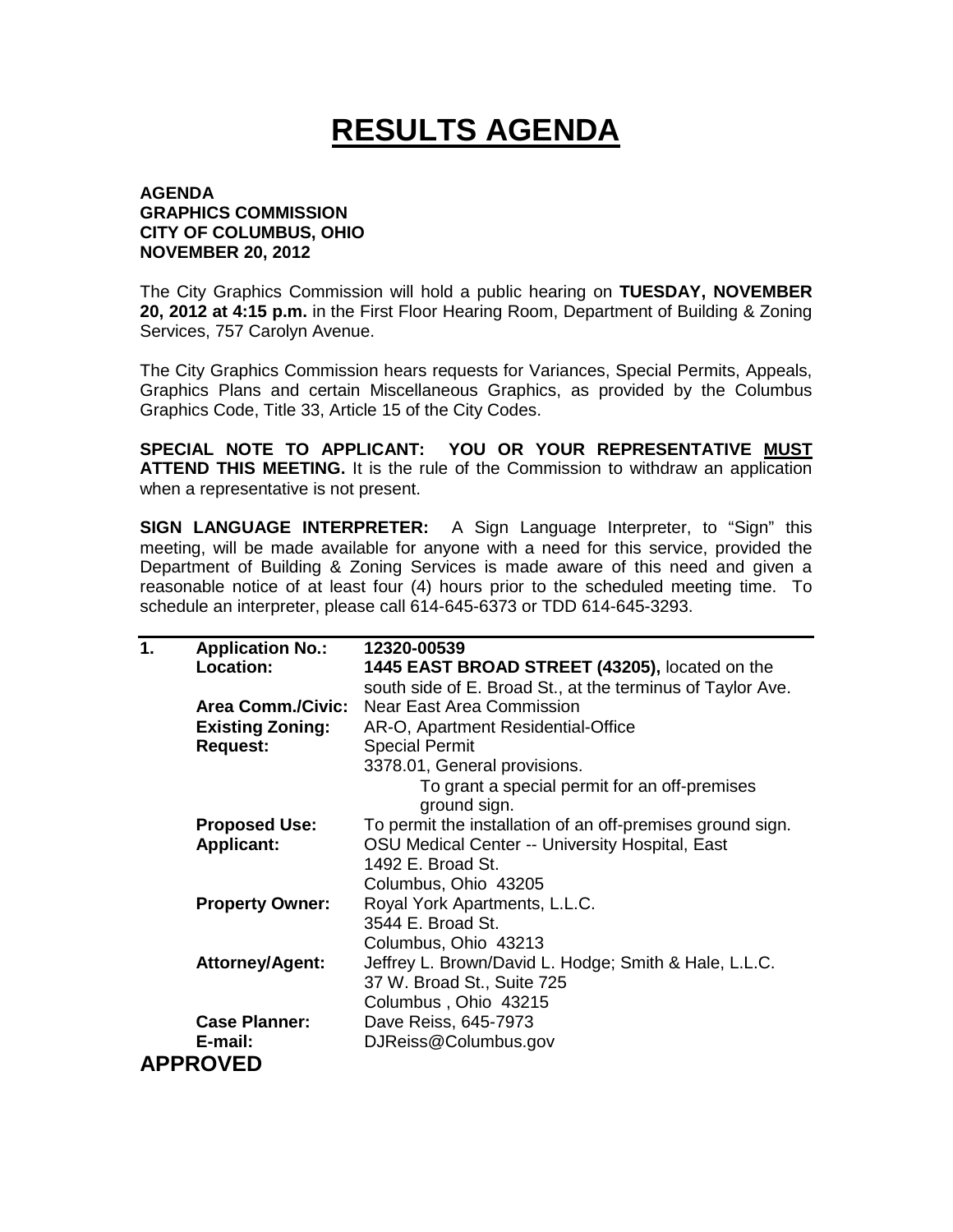# RESULTS AGENDA

**AGENDA**
**GRAPHICS COMMISSION**
**CITY OF COLUMBUS, OHIO**
**NOVEMBER 20, 2012**

The City Graphics Commission will hold a public hearing on **TUESDAY, NOVEMBER 20, 2012 at 4:15 p.m.** in the First Floor Hearing Room, Department of Building & Zoning Services, 757 Carolyn Avenue.

The City Graphics Commission hears requests for Variances, Special Permits, Appeals, Graphics Plans and certain Miscellaneous Graphics, as provided by the Columbus Graphics Code, Title 33, Article 15 of the City Codes.

**SPECIAL NOTE TO APPLICANT: YOU OR YOUR REPRESENTATIVE MUST ATTEND THIS MEETING.** It is the rule of the Commission to withdraw an application when a representative is not present.

**SIGN LANGUAGE INTERPRETER:** A Sign Language Interpreter, to "Sign" this meeting, will be made available for anyone with a need for this service, provided the Department of Building & Zoning Services is made aware of this need and given a reasonable notice of at least four (4) hours prior to the scheduled meeting time. To schedule an interpreter, please call 614-645-6373 or TDD 614-645-3293.

---

**1. Application No.:** **12320-00539**

**Location:** **1445 EAST BROAD STREET (43205),** located on the south side of E. Broad St., at the terminus of Taylor Ave.

**Area Comm./Civic:** Near East Area Commission

**Existing Zoning:** AR-O, Apartment Residential-Office

**Request:** Special Permit
3378.01, General provisions.
To grant a special permit for an off-premises ground sign.

**Proposed Use:** To permit the installation of an off-premises ground sign.

**Applicant:** OSU Medical Center -- University Hospital, East
1492 E. Broad St.
Columbus, Ohio 43205

**Property Owner:** Royal York Apartments, L.L.C.
3544 E. Broad St.
Columbus, Ohio 43213

**Attorney/Agent:** Jeffrey L. Brown/David L. Hodge; Smith & Hale, L.L.C.
37 W. Broad St., Suite 725
Columbus , Ohio 43215

**Case Planner:** Dave Reiss, 645-7973

**E-mail:** DJReiss@Columbus.gov

**APPROVED**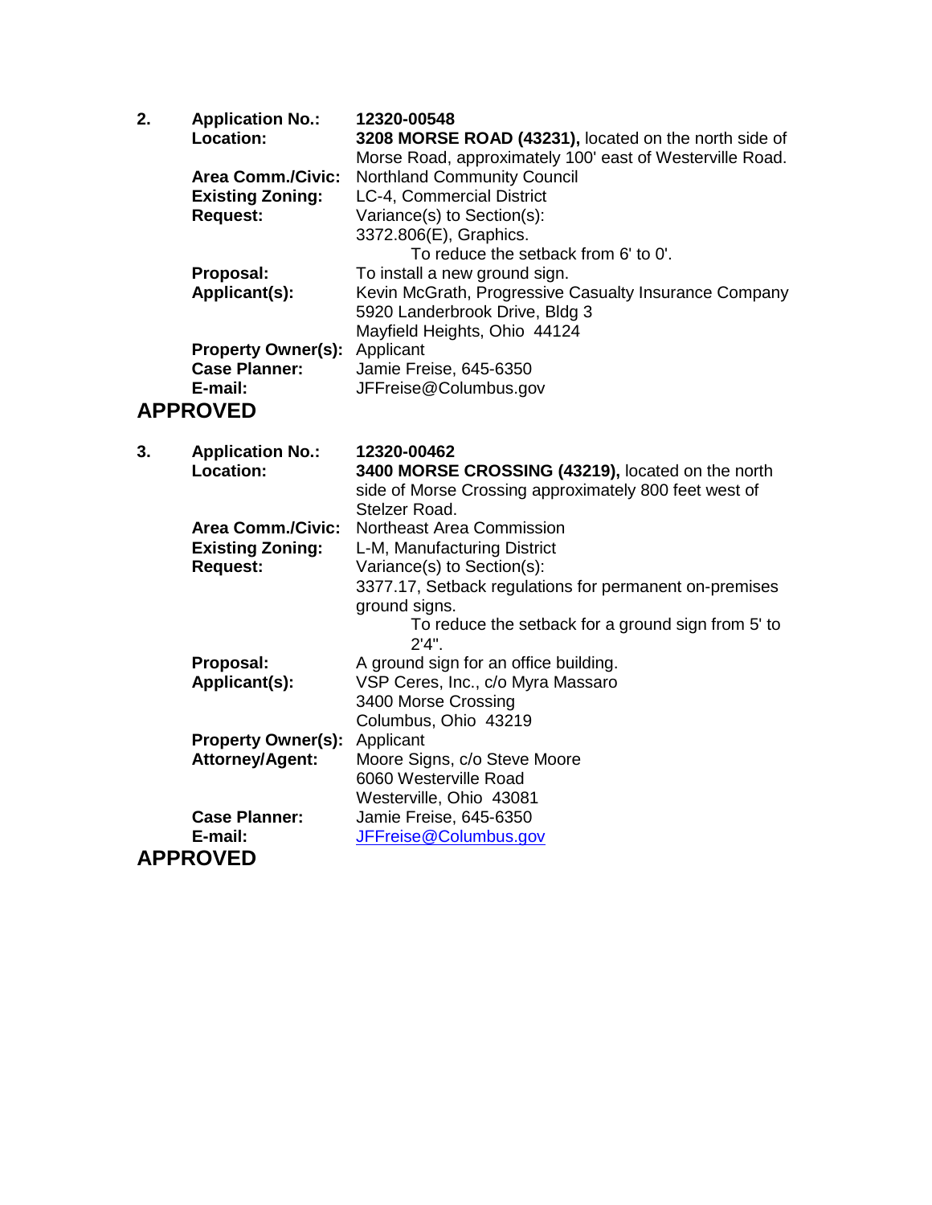2. **Application No.:** **12320-00548**

**Location:** **3208 MORSE ROAD (43231),** located on the north side of Morse Road, approximately 100' east of Westerville Road.

**Area Comm./Civic:** Northland Community Council

**Existing Zoning:** LC-4, Commercial District

**Request:** Variance(s) to Section(s):
3372.806(E), Graphics.
To reduce the setback from 6' to 0'.

**Proposal:** To install a new ground sign.

**Applicant(s):** Kevin McGrath, Progressive Casualty Insurance Company
5920 Landerbrook Drive, Bldg 3
Mayfield Heights, Ohio 44124

**Property Owner(s):** Applicant

**Case Planner:** Jamie Freise, 645-6350

**E-mail:** JFFreise@Columbus.gov

## APPROVED

3. **Application No.:** **12320-00462**

**Location:** **3400 MORSE CROSSING (43219),** located on the north side of Morse Crossing approximately 800 feet west of Stelzer Road.

**Area Comm./Civic:** Northeast Area Commission

**Existing Zoning:** L-M, Manufacturing District

**Request:** Variance(s) to Section(s):
3377.17, Setback regulations for permanent on-premises ground signs.
To reduce the setback for a ground sign from 5' to 2'4".

**Proposal:** A ground sign for an office building.

**Applicant(s):** VSP Ceres, Inc., c/o Myra Massaro
3400 Morse Crossing
Columbus, Ohio 43219

**Property Owner(s):** Applicant

**Attorney/Agent:** Moore Signs, c/o Steve Moore
6060 Westerville Road
Westerville, Ohio 43081

**Case Planner:** Jamie Freise, 645-6350

**E-mail:** JFFreise@Columbus.gov

## APPROVED